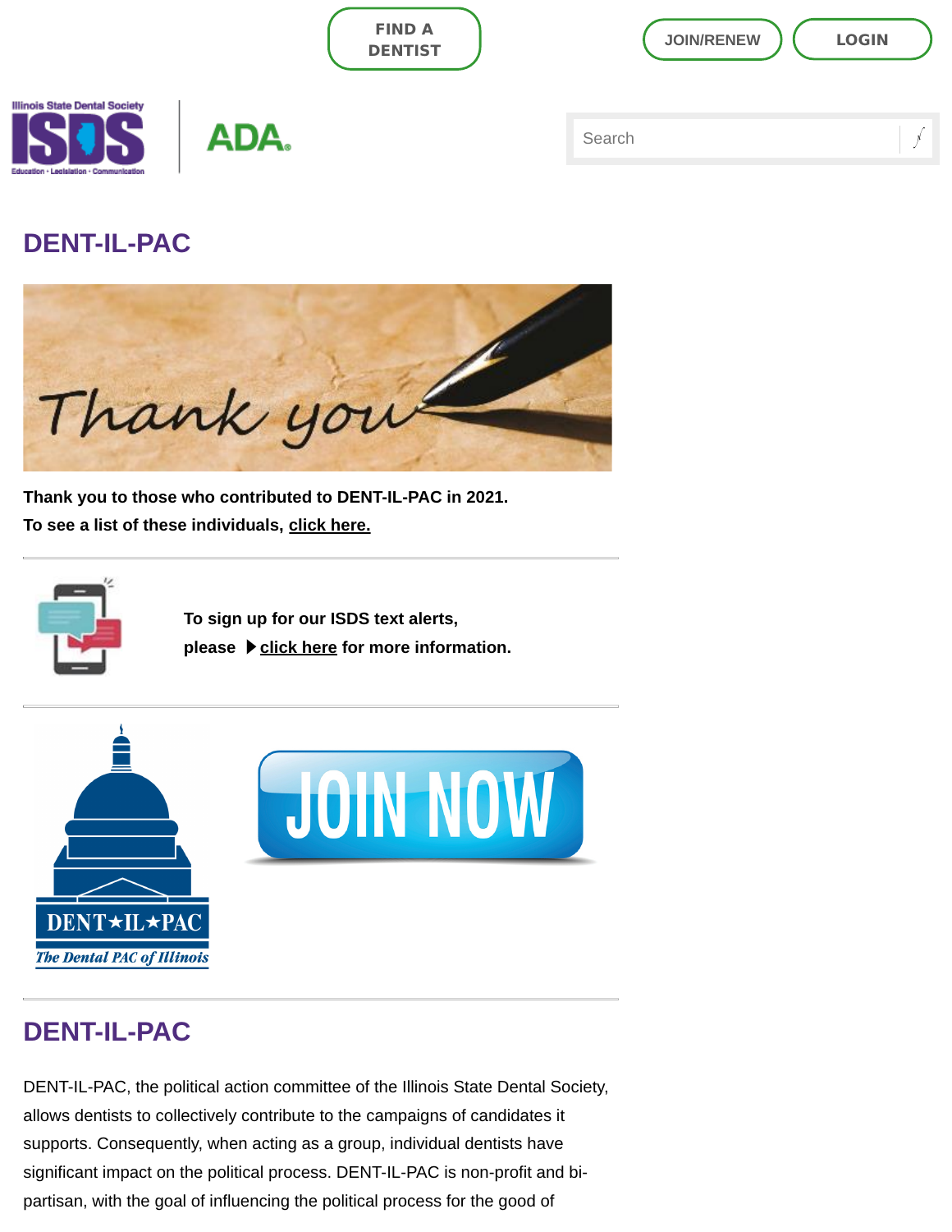FIND A DENTIST

JOIN/RENEW

LOGIN

Search

# DENT-IL-PAC

**Thank you to those who contributed to DENT-IL-PAC in 2021.**
**To see a list of these individuals, click here.**

---

**To sign up for our ISDS text alerts, please ▶ click here for more information.**

---

---

## DENT-IL-PAC

DENT-IL-PAC, the political action committee of the Illinois State Dental Society, allows dentists to collectively contribute to the campaigns of candidates it supports. Consequently, when acting as a group, individual dentists have significant impact on the political process. DENT-IL-PAC is non-profit and bi-partisan, with the goal of influencing the political process for the good of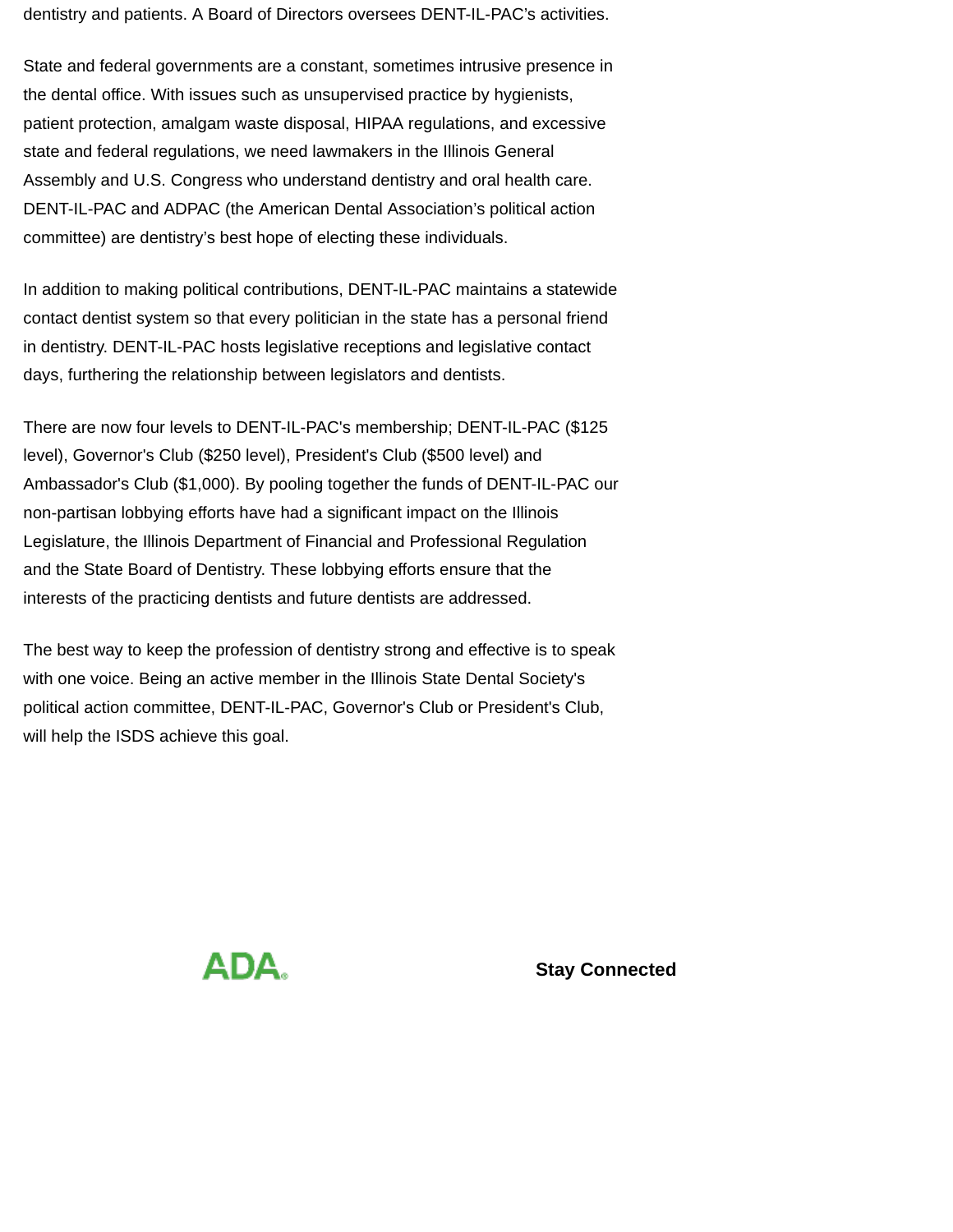dentistry and patients. A Board of Directors oversees DENT-IL-PAC's activities.

State and federal governments are a constant, sometimes intrusive presence in the dental office. With issues such as unsupervised practice by hygienists, patient protection, amalgam waste disposal, HIPAA regulations, and excessive state and federal regulations, we need lawmakers in the Illinois General Assembly and U.S. Congress who understand dentistry and oral health care. DENT-IL-PAC and ADPAC (the American Dental Association's political action committee) are dentistry's best hope of electing these individuals.

In addition to making political contributions, DENT-IL-PAC maintains a statewide contact dentist system so that every politician in the state has a personal friend in dentistry. DENT-IL-PAC hosts legislative receptions and legislative contact days, furthering the relationship between legislators and dentists.

There are now four levels to DENT-IL-PAC's membership; DENT-IL-PAC ($125 level), Governor's Club ($250 level), President's Club ($500 level) and Ambassador's Club ($1,000). By pooling together the funds of DENT-IL-PAC our non-partisan lobbying efforts have had a significant impact on the Illinois Legislature, the Illinois Department of Financial and Professional Regulation and the State Board of Dentistry. These lobbying efforts ensure that the interests of the practicing dentists and future dentists are addressed.

The best way to keep the profession of dentistry strong and effective is to speak with one voice. Being an active member in the Illinois State Dental Society's political action committee, DENT-IL-PAC, Governor's Club or President's Club, will help the ISDS achieve this goal.

ADA

**Stay Connected**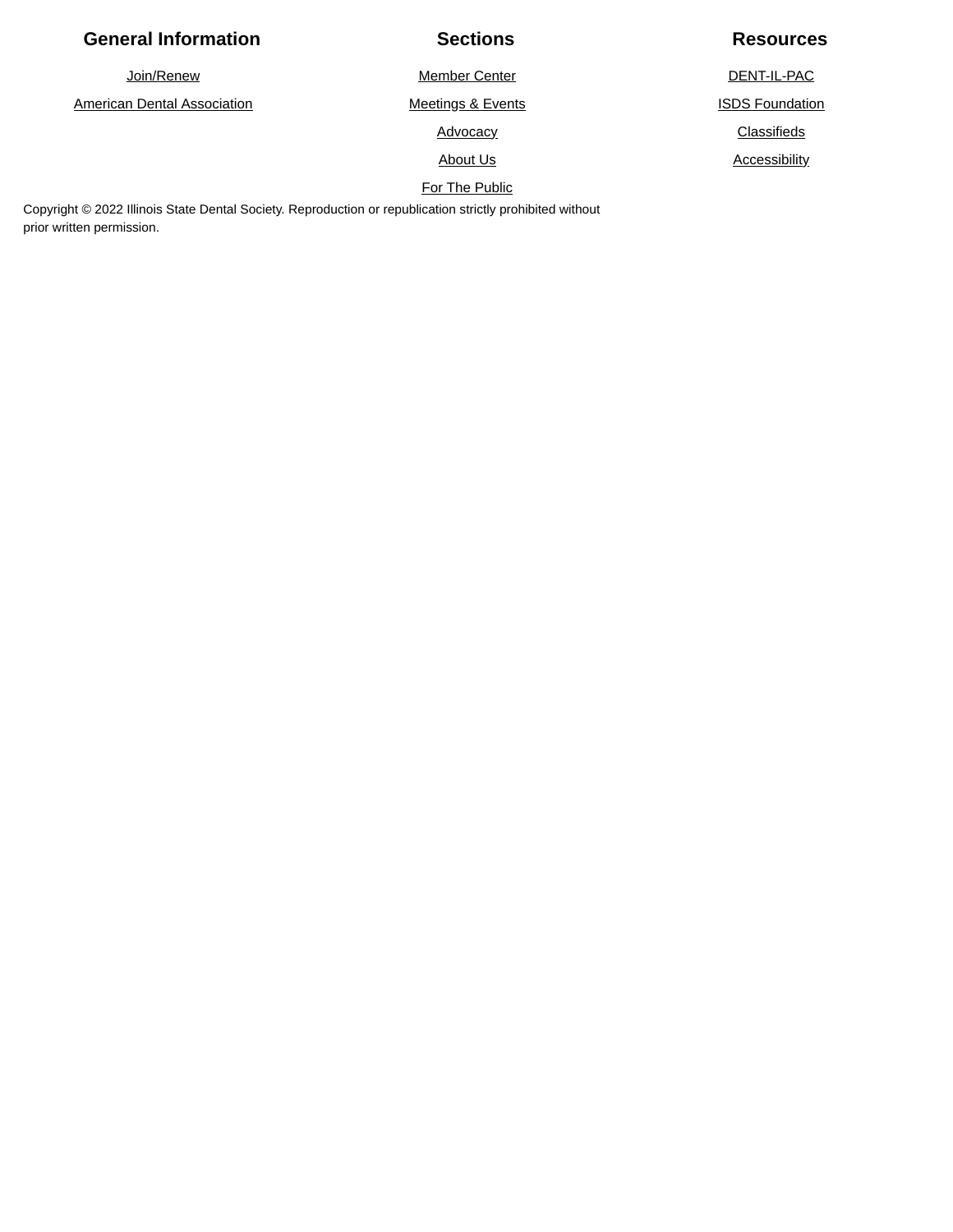## General Information

Join/Renew

American Dental Association

## Sections

Member Center

Meetings & Events

Advocacy

About Us

For The Public

## Resources

DENT-IL-PAC

ISDS Foundation

Classifieds

Accessibility

Copyright © 2022 Illinois State Dental Society. Reproduction or republication strictly prohibited without prior written permission.